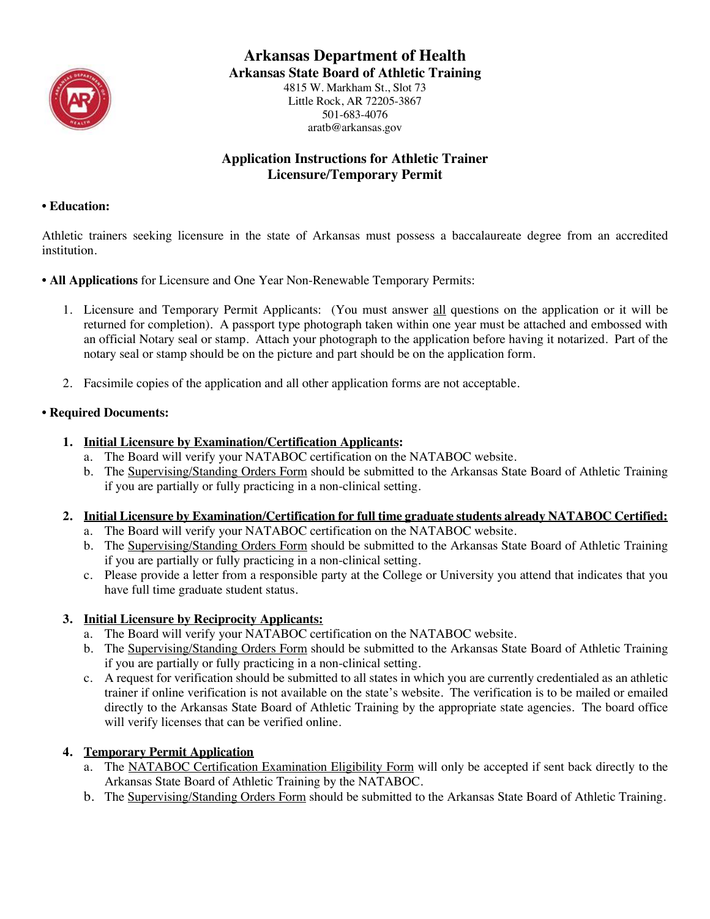# Arkansas Department of Health

## Arkansas State Board of Athletic Training

4815 W. Markham St., Slot 73
Little Rock, AR 72205-3867
501-683-4076
aratb@arkansas.gov

## Application Instructions for Athletic Trainer Licensure/Temporary Permit

**• Education:**

Athletic trainers seeking licensure in the state of Arkansas must possess a baccalaureate degree from an accredited institution.

**• All Applications** for Licensure and One Year Non-Renewable Temporary Permits:

1. Licensure and Temporary Permit Applicants: (You must answer <u>all</u> questions on the application or it will be returned for completion). A passport type photograph taken within one year must be attached and embossed with an official Notary seal or stamp. Attach your photograph to the application before having it notarized. Part of the notary seal or stamp should be on the picture and part should be on the application form.
2. Facsimile copies of the application and all other application forms are not acceptable.

**• Required Documents:**

1. **<u>Initial Licensure by Examination/Certification Applicants</u>:**
   a. The Board will verify your NATABOC certification on the NATABOC website.
   b. The <u>Supervising/Standing Orders Form</u> should be submitted to the Arkansas State Board of Athletic Training if you are partially or fully practicing in a non-clinical setting.
2. **<u>Initial Licensure by Examination/Certification for full time graduate students already NATABOC Certified:</u>**
   a. The Board will verify your NATABOC certification on the NATABOC website.
   b. The <u>Supervising/Standing Orders Form</u> should be submitted to the Arkansas State Board of Athletic Training if you are partially or fully practicing in a non-clinical setting.
   c. Please provide a letter from a responsible party at the College or University you attend that indicates that you have full time graduate student status.
3. **<u>Initial Licensure by Reciprocity Applicants:</u>**
   a. The Board will verify your NATABOC certification on the NATABOC website.
   b. The <u>Supervising/Standing Orders Form</u> should be submitted to the Arkansas State Board of Athletic Training if you are partially or fully practicing in a non-clinical setting.
   c. A request for verification should be submitted to all states in which you are currently credentialed as an athletic trainer if online verification is not available on the state's website. The verification is to be mailed or emailed directly to the Arkansas State Board of Athletic Training by the appropriate state agencies. The board office will verify licenses that can be verified online.
4. **<u>Temporary Permit Application</u>**
   a. The <u>NATABOC Certification Examination Eligibility Form</u> will only be accepted if sent back directly to the Arkansas State Board of Athletic Training by the NATABOC.
   b. The <u>Supervising/Standing Orders Form</u> should be submitted to the Arkansas State Board of Athletic Training.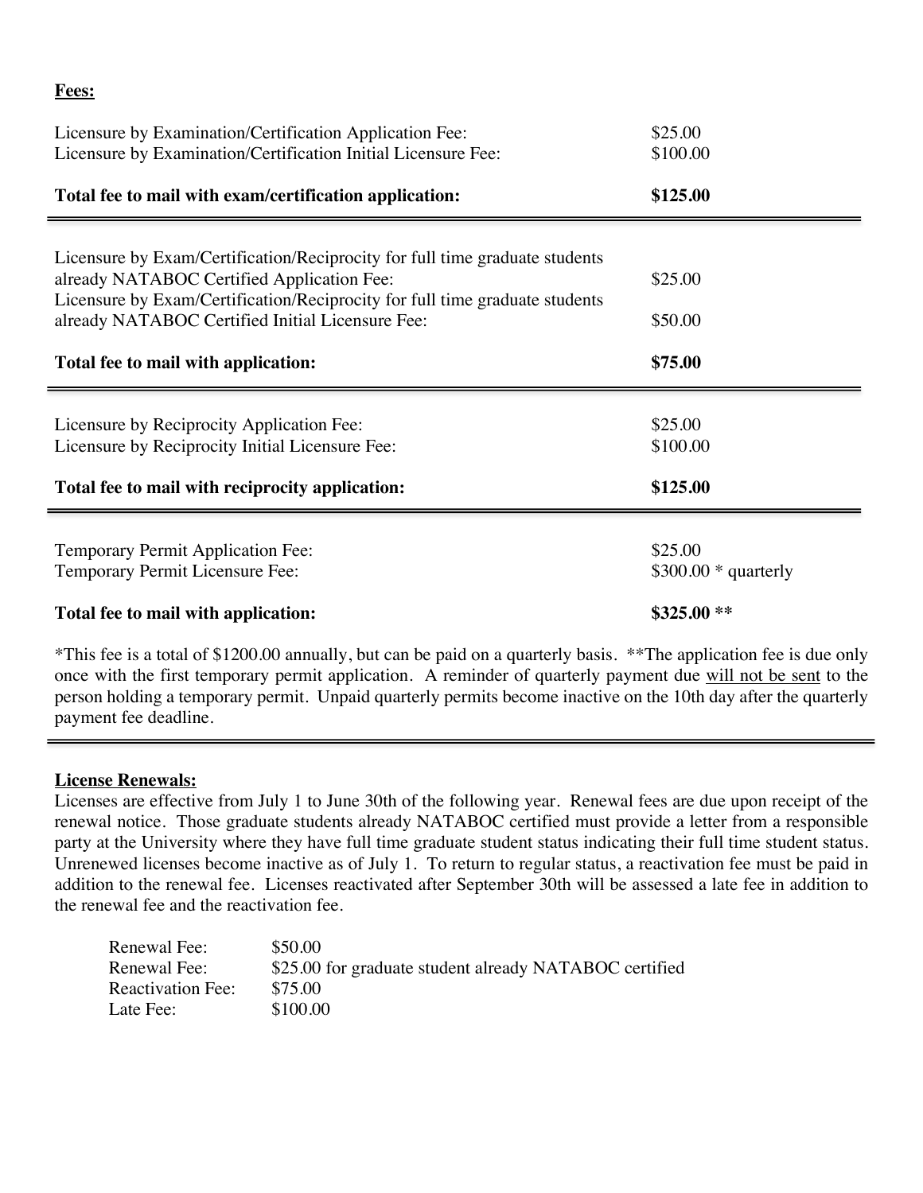**Fees:**

| | |
|---|---|
| Licensure by Examination/Certification Application Fee: | $25.00 |
| Licensure by Examination/Certification Initial Licensure Fee: | $100.00 |
| **Total fee to mail with exam/certification application:** | **$125.00** |

| | |
|---|---|
| Licensure by Exam/Certification/Reciprocity for full time graduate students already NATABOC Certified Application Fee: | $25.00 |
| Licensure by Exam/Certification/Reciprocity for full time graduate students already NATABOC Certified Initial Licensure Fee: | $50.00 |
| **Total fee to mail with application:** | **$75.00** |

| | |
|---|---|
| Licensure by Reciprocity Application Fee: | $25.00 |
| Licensure by Reciprocity Initial Licensure Fee: | $100.00 |
| **Total fee to mail with reciprocity application:** | **$125.00** |

| | |
|---|---|
| Temporary Permit Application Fee: | $25.00 |
| Temporary Permit Licensure Fee: | $300.00 * quarterly |
| **Total fee to mail with application:** | **$325.00 \*\*** |

*This fee is a total of $1200.00 annually, but can be paid on a quarterly basis. **The application fee is due only once with the first temporary permit application. A reminder of quarterly payment due <u>will not be sent</u> to the person holding a temporary permit. Unpaid quarterly permits become inactive on the 10th day after the quarterly payment fee deadline.

**License Renewals:**

Licenses are effective from July 1 to June 30th of the following year. Renewal fees are due upon receipt of the renewal notice. Those graduate students already NATABOC certified must provide a letter from a responsible party at the University where they have full time graduate student status indicating their full time student status. Unrenewed licenses become inactive as of July 1. To return to regular status, a reactivation fee must be paid in addition to the renewal fee. Licenses reactivated after September 30th will be assessed a late fee in addition to the renewal fee and the reactivation fee.

| | |
|---|---|
| Renewal Fee: | $50.00 |
| Renewal Fee: | $25.00 for graduate student already NATABOC certified |
| Reactivation Fee: | $75.00 |
| Late Fee: | $100.00 |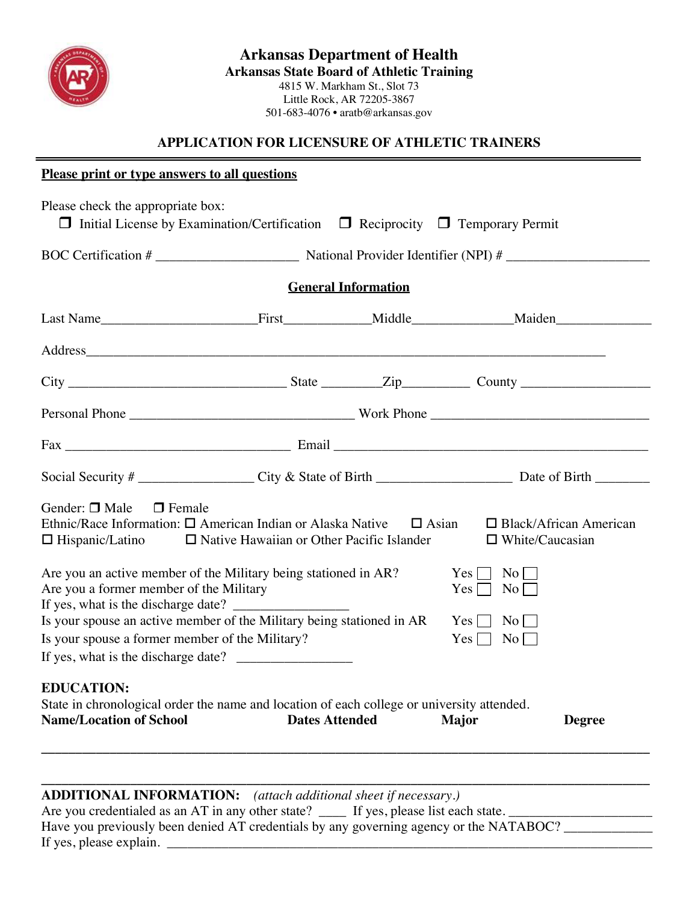# Arkansas Department of Health

## Arkansas State Board of Athletic Training

4815 W. Markham St., Slot 73
Little Rock, AR 72205-3867
501-683-4076 • aratb@arkansas.gov

## APPLICATION FOR LICENSURE OF ATHLETIC TRAINERS

**Please print or type answers to all questions**

Please check the appropriate box:
☐ Initial License by Examination/Certification ☐ Reciprocity ☐ Temporary Permit

BOC Certification # ____________________ National Provider Identifier (NPI) # ____________________

**General Information**

Last Name____________________First____________Middle_____________Maiden_____________

Address______________________________________________________________________

City ______________________________ State ________Zip_________ County _________________

Personal Phone ______________________________ Work Phone _____________________________

Fax ______________________________ Email __________________________________________

Social Security # _______________ City & State of Birth __________________ Date of Birth ________

Gender: ☐ Male ☐ Female
Ethnic/Race Information: ☐ American Indian or Alaska Native ☐ Asian ☐ Black/African American
☐ Hispanic/Latino ☐ Native Hawaiian or Other Pacific Islander ☐ White/Caucasian

Are you an active member of the Military being stationed in AR? Yes ☐ No ☐
Are you a former member of the Military Yes ☐ No ☐
If yes, what is the discharge date? _______________
Is your spouse an active member of the Military being stationed in AR Yes ☐ No ☐
Is your spouse a former member of the Military? Yes ☐ No ☐
If yes, what is the discharge date? _______________

**EDUCATION:**
State in chronological order the name and location of each college or university attended.

| Name/Location of School | Dates Attended | Major | Degree |
| --- | --- | --- | --- |
| | | | |
| | | | |

**ADDITIONAL INFORMATION:** *(attach additional sheet if necessary.)*
Are you credentialed as an AT in any other state? ____ If yes, please list each state. __________________
Have you previously been denied AT credentials by any governing agency or the NATABOC? ___________
If yes, please explain. _______________________________________________________________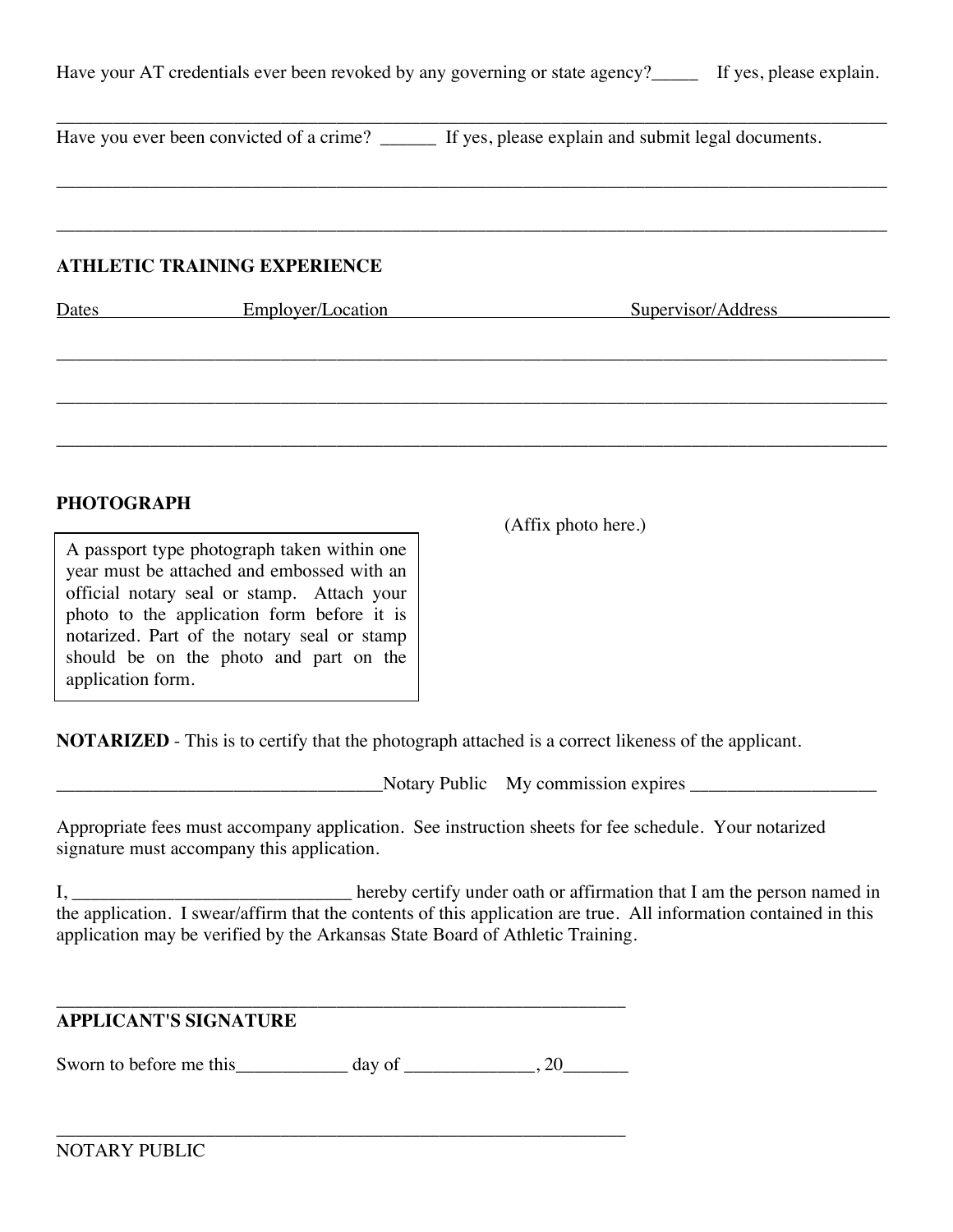Have your AT credentials ever been revoked by any governing or state agency?_____ If yes, please explain.

___________________________________________________________________________________________

Have you ever been convicted of a crime? ______ If yes, please explain and submit legal documents.

___________________________________________________________________________________________

___________________________________________________________________________________________

**ATHLETIC TRAINING EXPERIENCE**

| Dates | Employer/Location | Supervisor/Address |
|---|---|---|
| | | |
| | | |
| | | |

**PHOTOGRAPH**

A passport type photograph taken within one year must be attached and embossed with an official notary seal or stamp. Attach your photo to the application form before it is notarized. Part of the notary seal or stamp should be on the photo and part on the application form.

(Affix photo here.)

**NOTARIZED** - This is to certify that the photograph attached is a correct likeness of the applicant.

___________________________________Notary Public My commission expires ___________________

Appropriate fees must accompany application. See instruction sheets for fee schedule. Your notarized signature must accompany this application.

I, ______________________________ hereby certify under oath or affirmation that I am the person named in the application. I swear/affirm that the contents of this application are true. All information contained in this application may be verified by the Arkansas State Board of Athletic Training.

_____________________________________________________________

**APPLICANT'S SIGNATURE**

Sworn to before me this____________ day of ______________, 20_______

_____________________________________________________________

NOTARY PUBLIC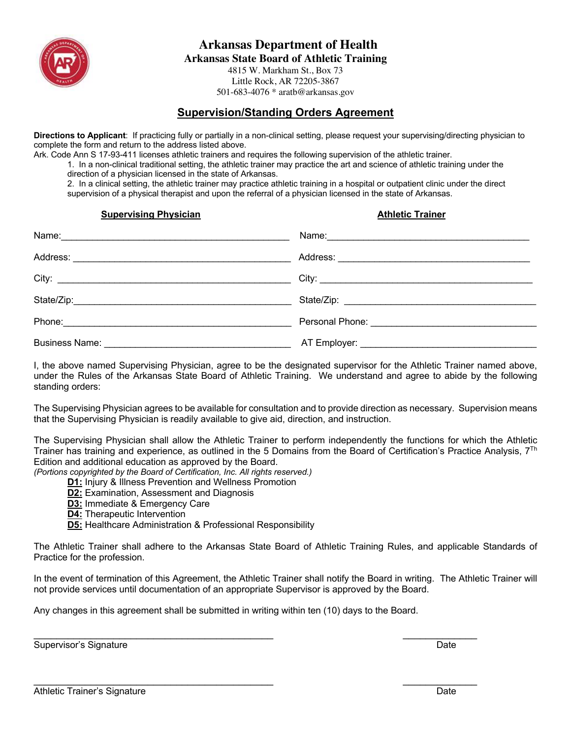# Arkansas Department of Health

## Arkansas State Board of Athletic Training

4815 W. Markham St., Box 73
Little Rock, AR 72205-3867
501-683-4076 * aratb@arkansas.gov

## Supervision/Standing Orders Agreement

**Directions to Applicant**: If practicing fully or partially in a non-clinical setting, please request your supervising/directing physician to complete the form and return to the address listed above.

Ark. Code Ann S 17-93-411 licenses athletic trainers and requires the following supervision of the athletic trainer.

1. In a non-clinical traditional setting, the athletic trainer may practice the art and science of athletic training under the direction of a physician licensed in the state of Arkansas.
2. In a clinical setting, the athletic trainer may practice athletic training in a hospital or outpatient clinic under the direct supervision of a physical therapist and upon the referral of a physician licensed in the state of Arkansas.

| Supervising Physician | Athletic Trainer |
|---|---|
| Name:_______________ | Name:_______________ |
| Address: _______________ | Address: _______________ |
| City: _______________ | City: _______________ |
| State/Zip:_______________ | State/Zip: _______________ |
| Phone:_______________ | Personal Phone: _______________ |
| Business Name: _______________ | AT Employer: _______________ |

I, the above named Supervising Physician, agree to be the designated supervisor for the Athletic Trainer named above, under the Rules of the Arkansas State Board of Athletic Training. We understand and agree to abide by the following standing orders:

The Supervising Physician agrees to be available for consultation and to provide direction as necessary. Supervision means that the Supervising Physician is readily available to give aid, direction, and instruction.

The Supervising Physician shall allow the Athletic Trainer to perform independently the functions for which the Athletic Trainer has training and experience, as outlined in the 5 Domains from the Board of Certification's Practice Analysis, 7[Th] Edition and additional education as approved by the Board.

*(Portions copyrighted by the Board of Certification, Inc. All rights reserved.)*

- **D1:** Injury & Illness Prevention and Wellness Promotion
- **D2:** Examination, Assessment and Diagnosis
- **D3:** Immediate & Emergency Care
- **D4:** Therapeutic Intervention
- **D5:** Healthcare Administration & Professional Responsibility

The Athletic Trainer shall adhere to the Arkansas State Board of Athletic Training Rules, and applicable Standards of Practice for the profession.

In the event of termination of this Agreement, the Athletic Trainer shall notify the Board in writing. The Athletic Trainer will not provide services until documentation of an appropriate Supervisor is approved by the Board.

Any changes in this agreement shall be submitted in writing within ten (10) days to the Board.

_______________________________ _______________
Supervisor's Signature Date

_______________________________ _______________
Athletic Trainer's Signature Date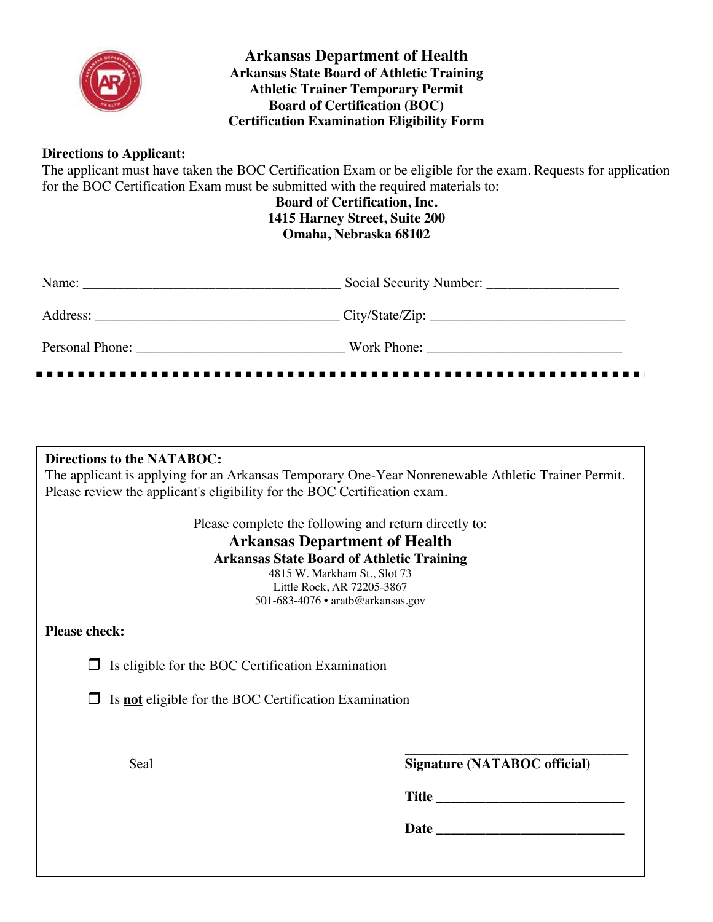# Arkansas Department of Health

## Arkansas State Board of Athletic Training

## Athletic Trainer Temporary Permit

## Board of Certification (BOC)

## Certification Examination Eligibility Form

**Directions to Applicant:**

The applicant must have taken the BOC Certification Exam or be eligible for the exam. Requests for application for the BOC Certification Exam must be submitted with the required materials to:

**Board of Certification, Inc.**
**1415 Harney Street, Suite 200**
**Omaha, Nebraska 68102**

Name: ______________________________________ Social Security Number: ___________________

Address: ____________________________________ City/State/Zip: _____________________________

Personal Phone: ______________________________ Work Phone: ____________________________

---

**Directions to the NATABOC:**

The applicant is applying for an Arkansas Temporary One-Year Nonrenewable Athletic Trainer Permit. Please review the applicant's eligibility for the BOC Certification exam.

Please complete the following and return directly to:

**Arkansas Department of Health**
**Arkansas State Board of Athletic Training**
4815 W. Markham St., Slot 73
Little Rock, AR 72205-3867
501-683-4076 • aratb@arkansas.gov

**Please check:**

- ❒ Is eligible for the BOC Certification Examination
- ❒ Is **not** eligible for the BOC Certification Examination

Seal

_________________________________
**Signature (NATABOC official)**

**Title** ___________________________

**Date** ___________________________